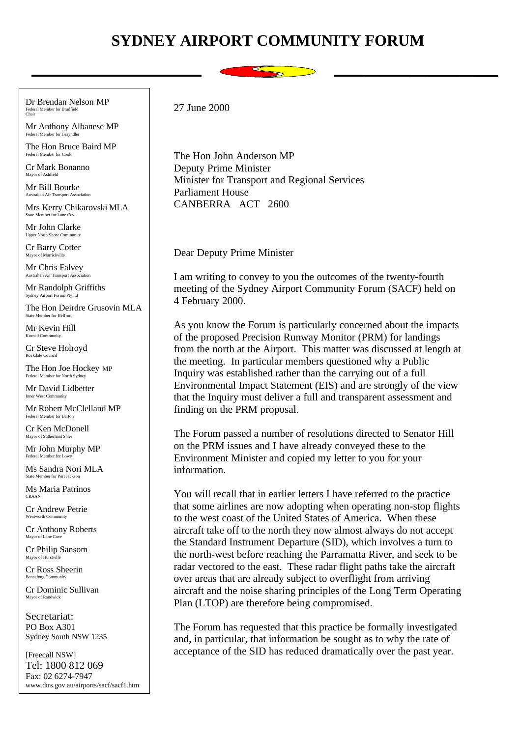# SYDNEY AIRPORT COMMUNITY FORUM

Dr Brendan Nelson MP
Federal Member for Bradfield
Chair

Mr Anthony Albanese MP
Federal Member for Grayndler

The Hon Bruce Baird MP
Federal Member for Cook

Cr Mark Bonanno
Mayor of Ashfield

Mr Bill Bourke
Australian Air Transport Association

Mrs Kerry Chikarovski MLA
State Member for Lane Cove

Mr John Clarke
Upper North Shore Community

Cr Barry Cotter
Mayor of Marrickville

Mr Chris Falvey
Australian Air Transport Association

Mr Randolph Griffiths
Sydney Airport Forum Pty ltd

The Hon Deirdre Grusovin MLA
State Member for Heffron

Mr Kevin Hill
Kurnell Community

Cr Steve Holroyd
Rockdale Council

The Hon Joe Hockey MP
Federal Member for North Sydney

Mr David Lidbetter
Inner West Community

Mr Robert McClelland MP
Federal Member for Barton

Cr Ken McDonell
Mayor of Sutherland Shire

Mr John Murphy MP
Federal Member for Lowe

Ms Sandra Nori MLA
State Member for Port Jackson

Ms Maria Patrinos
CRAAN

Cr Andrew Petrie
Wentworth Community

Cr Anthony Roberts
Mayor of Lane Cove

Cr Philip Sansom
Mayor of Hurstville

Cr Ross Sheerin
Bennelong Community

Cr Dominic Sullivan
Mayor of Randwick

Secretariat:
PO Box A301
Sydney South NSW 1235

[Freecall NSW]
Tel: 1800 812 069
Fax: 02 6274-7947
www.dtrs.gov.au/airports/sacf/sacf1.htm

27 June 2000

The Hon John Anderson MP
Deputy Prime Minister
Minister for Transport and Regional Services
Parliament House
CANBERRA ACT 2600

Dear Deputy Prime Minister

I am writing to convey to you the outcomes of the twenty-fourth meeting of the Sydney Airport Community Forum (SACF) held on 4 February 2000.

As you know the Forum is particularly concerned about the impacts of the proposed Precision Runway Monitor (PRM) for landings from the north at the Airport. This matter was discussed at length at the meeting. In particular members questioned why a Public Inquiry was established rather than the carrying out of a full Environmental Impact Statement (EIS) and are strongly of the view that the Inquiry must deliver a full and transparent assessment and finding on the PRM proposal.

The Forum passed a number of resolutions directed to Senator Hill on the PRM issues and I have already conveyed these to the Environment Minister and copied my letter to you for your information.

You will recall that in earlier letters I have referred to the practice that some airlines are now adopting when operating non-stop flights to the west coast of the United States of America. When these aircraft take off to the north they now almost always do not accept the Standard Instrument Departure (SID), which involves a turn to the north-west before reaching the Parramatta River, and seek to be radar vectored to the east. These radar flight paths take the aircraft over areas that are already subject to overflight from arriving aircraft and the noise sharing principles of the Long Term Operating Plan (LTOP) are therefore being compromised.

The Forum has requested that this practice be formally investigated and, in particular, that information be sought as to why the rate of acceptance of the SID has reduced dramatically over the past year.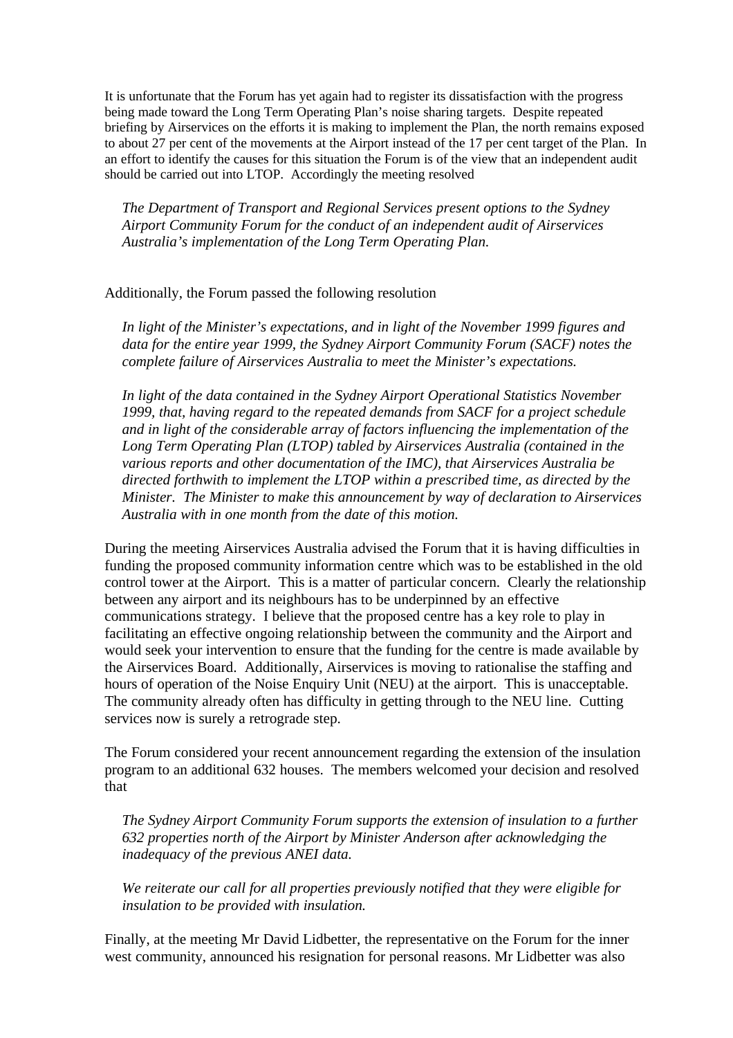It is unfortunate that the Forum has yet again had to register its dissatisfaction with the progress being made toward the Long Term Operating Plan's noise sharing targets. Despite repeated briefing by Airservices on the efforts it is making to implement the Plan, the north remains exposed to about 27 per cent of the movements at the Airport instead of the 17 per cent target of the Plan. In an effort to identify the causes for this situation the Forum is of the view that an independent audit should be carried out into LTOP. Accordingly the meeting resolved

> *The Department of Transport and Regional Services present options to the Sydney Airport Community Forum for the conduct of an independent audit of Airservices Australia's implementation of the Long Term Operating Plan.*

Additionally, the Forum passed the following resolution

> *In light of the Minister's expectations, and in light of the November 1999 figures and data for the entire year 1999, the Sydney Airport Community Forum (SACF) notes the complete failure of Airservices Australia to meet the Minister's expectations.*
>
> *In light of the data contained in the Sydney Airport Operational Statistics November 1999, that, having regard to the repeated demands from SACF for a project schedule and in light of the considerable array of factors influencing the implementation of the Long Term Operating Plan (LTOP) tabled by Airservices Australia (contained in the various reports and other documentation of the IMC), that Airservices Australia be directed forthwith to implement the LTOP within a prescribed time, as directed by the Minister. The Minister to make this announcement by way of declaration to Airservices Australia with in one month from the date of this motion.*

During the meeting Airservices Australia advised the Forum that it is having difficulties in funding the proposed community information centre which was to be established in the old control tower at the Airport. This is a matter of particular concern. Clearly the relationship between any airport and its neighbours has to be underpinned by an effective communications strategy. I believe that the proposed centre has a key role to play in facilitating an effective ongoing relationship between the community and the Airport and would seek your intervention to ensure that the funding for the centre is made available by the Airservices Board. Additionally, Airservices is moving to rationalise the staffing and hours of operation of the Noise Enquiry Unit (NEU) at the airport. This is unacceptable. The community already often has difficulty in getting through to the NEU line. Cutting services now is surely a retrograde step.

The Forum considered your recent announcement regarding the extension of the insulation program to an additional 632 houses. The members welcomed your decision and resolved that

> *The Sydney Airport Community Forum supports the extension of insulation to a further 632 properties north of the Airport by Minister Anderson after acknowledging the inadequacy of the previous ANEI data.*
>
> *We reiterate our call for all properties previously notified that they were eligible for insulation to be provided with insulation.*

Finally, at the meeting Mr David Lidbetter, the representative on the Forum for the inner west community, announced his resignation for personal reasons. Mr Lidbetter was also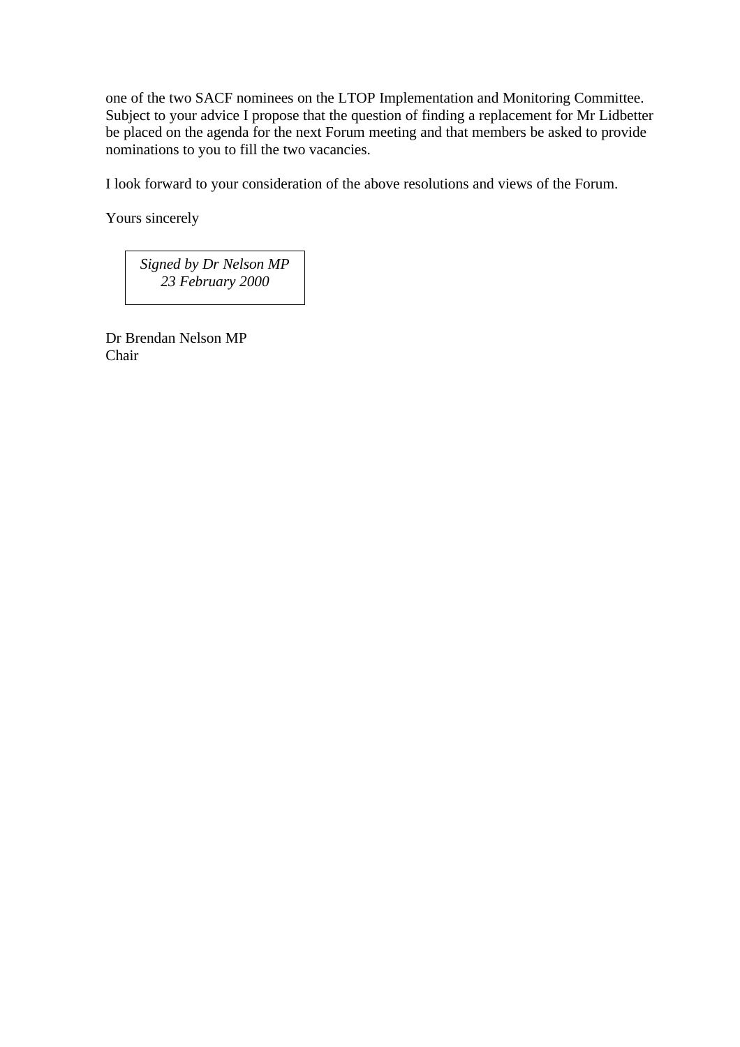one of the two SACF nominees on the LTOP Implementation and Monitoring Committee. Subject to your advice I propose that the question of finding a replacement for Mr Lidbetter be placed on the agenda for the next Forum meeting and that members be asked to provide nominations to you to fill the two vacancies.

I look forward to your consideration of the above resolutions and views of the Forum.

Yours sincerely

*Signed by Dr Nelson MP*
*23 February 2000*

Dr Brendan Nelson MP
Chair